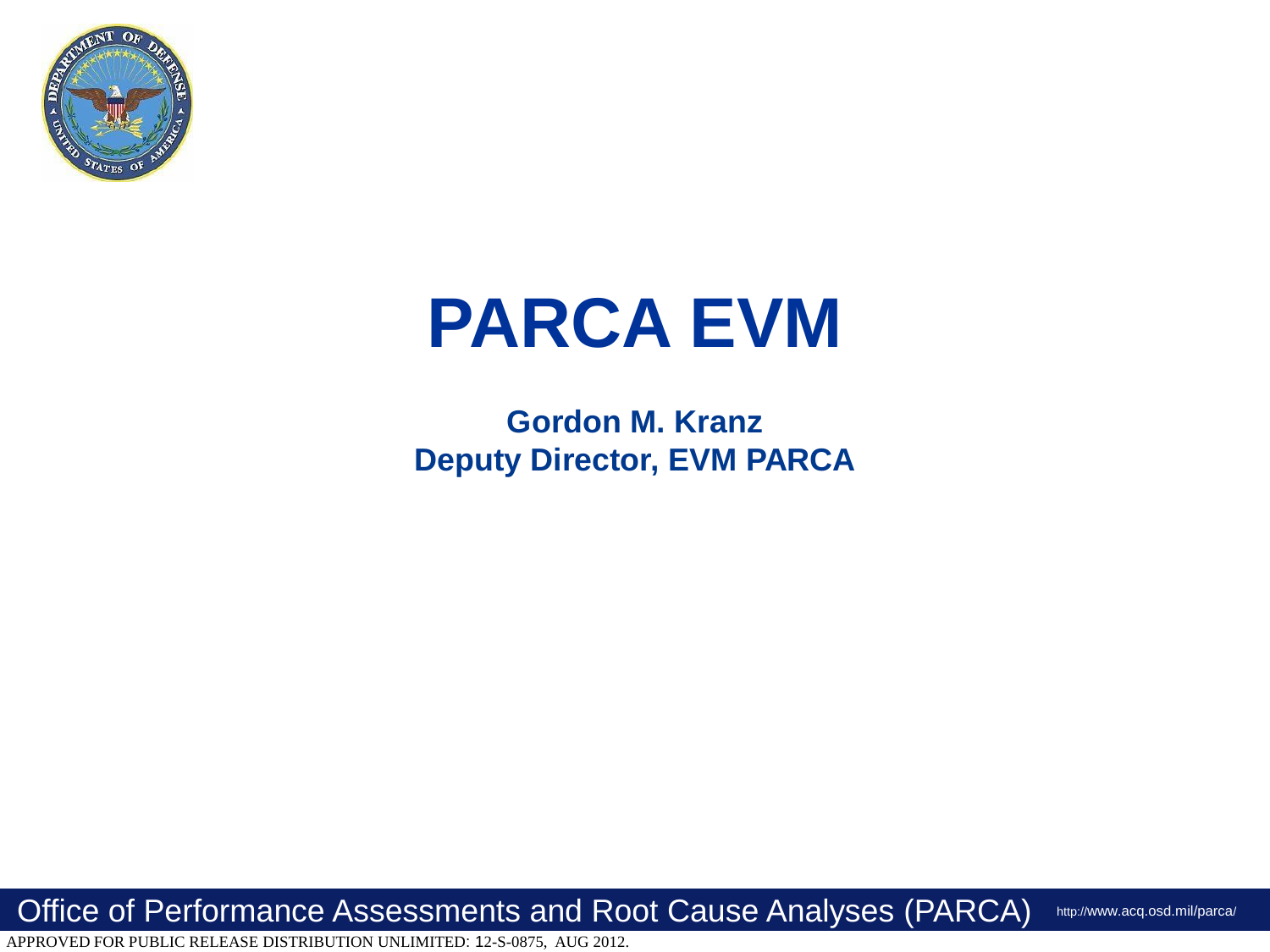# PARCA EVM

**Gordon M. Kranz**
**Deputy Director, EVM PARCA**

Office of Performance Assessments and Root Cause Analyses (PARCA) http://www.acq.osd.mil/parca/

APPROVED FOR PUBLIC RELEASE DISTRIBUTION UNLIMITED: 12-S-0875, AUG 2012.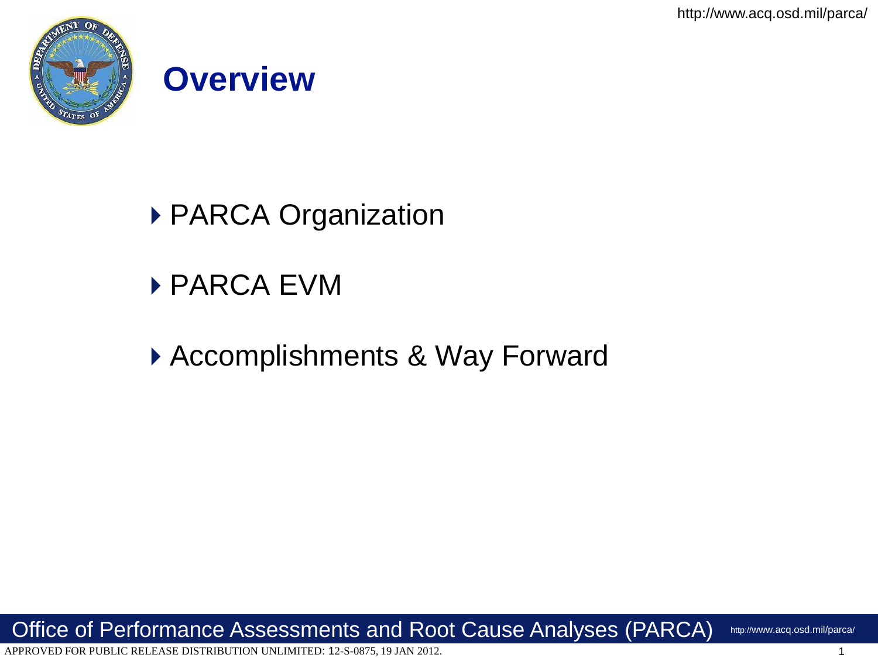# Overview

- PARCA Organization
- PARCA EVM
- Accomplishments & Way Forward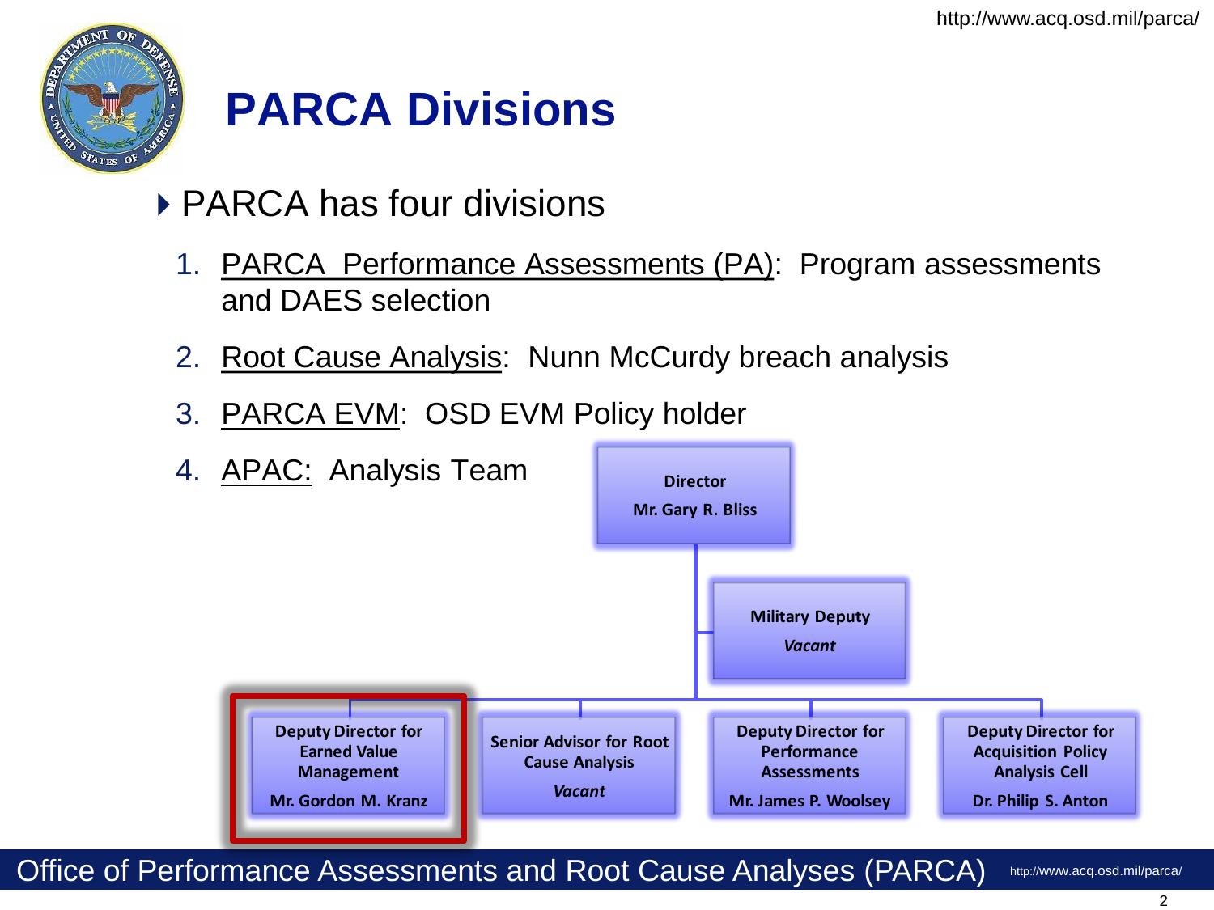# PARCA Divisions

- PARCA has four divisions
  1. PARCA Performance Assessments (PA): Program assessments and DAES selection
  2. Root Cause Analysis: Nunn McCurdy breach analysis
  3. PARCA EVM: OSD EVM Policy holder
  4. APAC: Analysis Team

Director
Mr. Gary R. Bliss

Military Deputy
*Vacant*

Deputy Director for Earned Value Management
Mr. Gordon M. Kranz

Senior Advisor for Root Cause Analysis
*Vacant*

Deputy Director for Performance Assessments
Mr. James P. Woolsey

Deputy Director for Acquisition Policy Analysis Cell
Dr. Philip S. Anton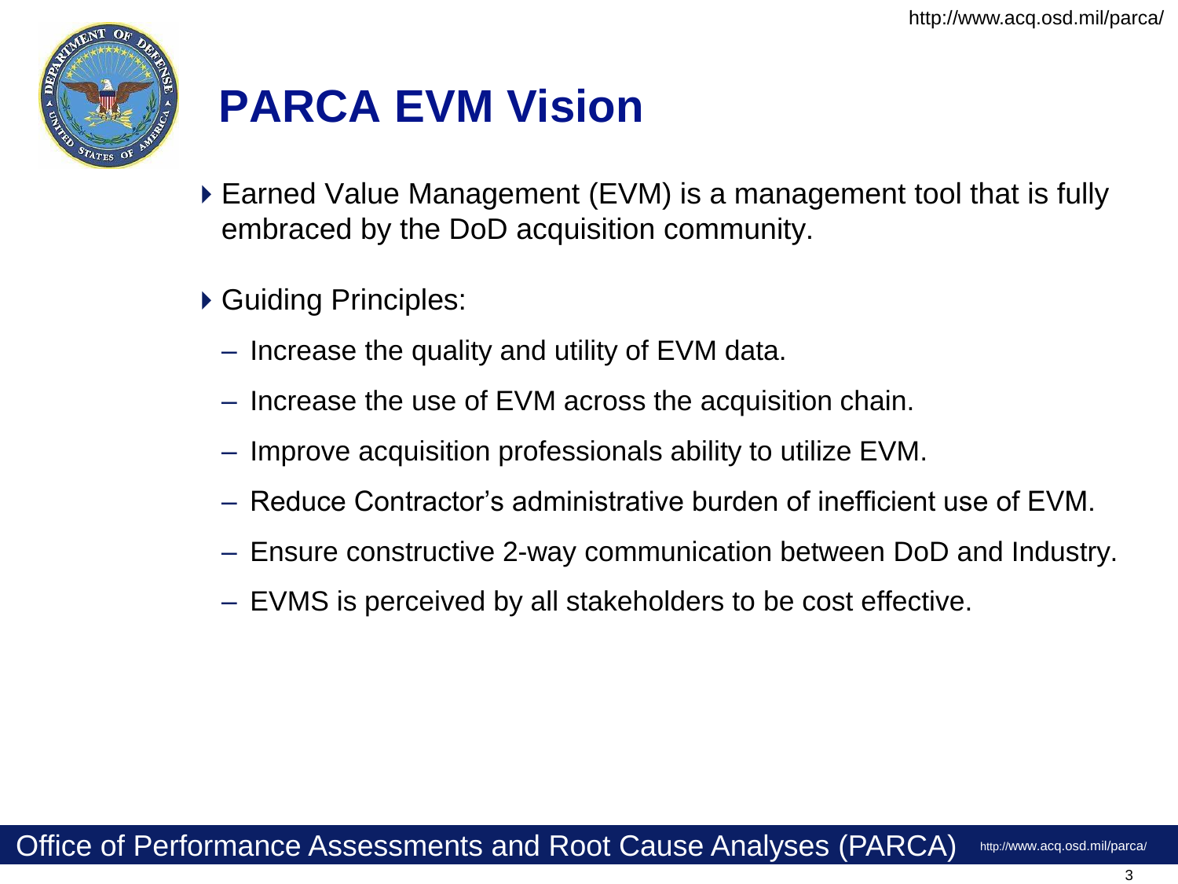# PARCA EVM Vision

- Earned Value Management (EVM) is a management tool that is fully embraced by the DoD acquisition community.
- Guiding Principles:
  - Increase the quality and utility of EVM data.
  - Increase the use of EVM across the acquisition chain.
  - Improve acquisition professionals ability to utilize EVM.
  - Reduce Contractor's administrative burden of inefficient use of EVM.
  - Ensure constructive 2-way communication between DoD and Industry.
  - EVMS is perceived by all stakeholders to be cost effective.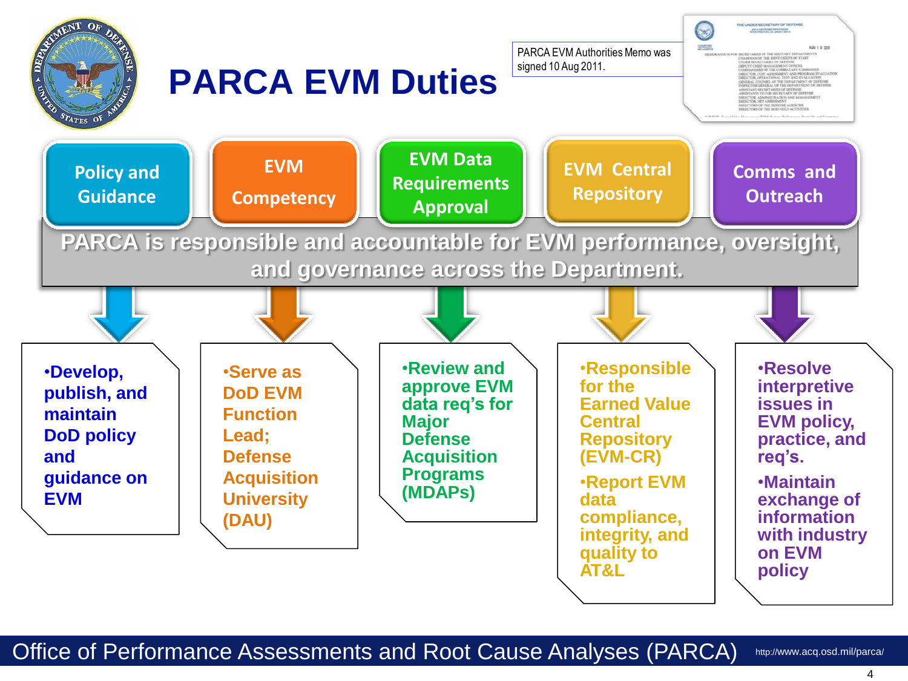# PARCA EVM Duties

PARCA EVM Authorities Memo was signed 10 Aug 2011.

**PARCA is responsible and accountable for EVM performance, oversight, and governance across the Department.**

## Policy and Guidance

- Develop, publish, and maintain DoD policy and guidance on EVM

## EVM Competency

- Serve as DoD EVM Function Lead; Defense Acquisition University (DAU)

## EVM Data Requirements Approval

- Review and approve EVM data req's for Major Defense Acquisition Programs (MDAPs)

## EVM Central Repository

- Responsible for the Earned Value Central Repository (EVM-CR)
- Report EVM data compliance, integrity, and quality to AT&L

## Comms and Outreach

- Resolve interpretive issues in EVM policy, practice, and req's.
- Maintain exchange of information with industry on EVM policy

Office of Performance Assessments and Root Cause Analyses (PARCA) http://www.acq.osd.mil/parca/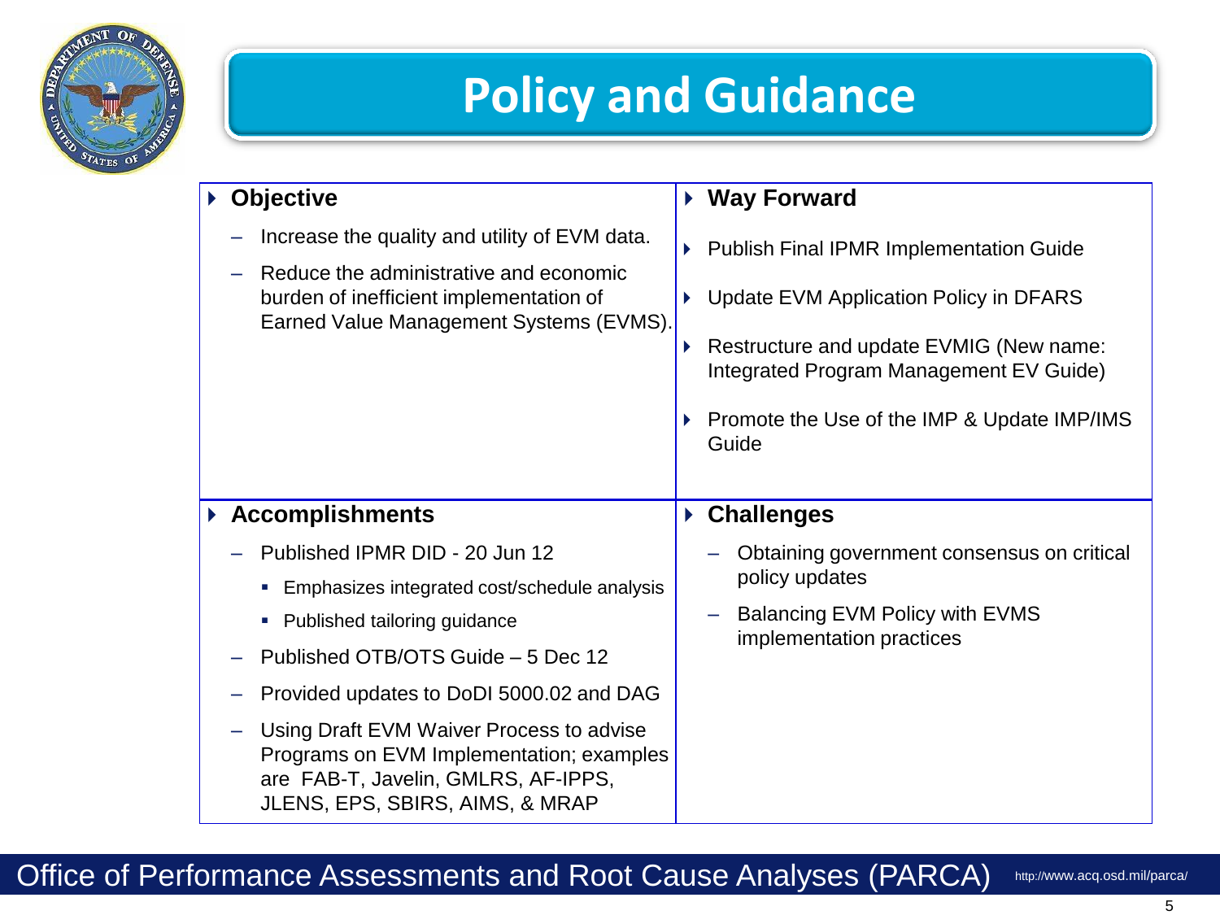# Policy and Guidance

## Objective

- Increase the quality and utility of EVM data.
- Reduce the administrative and economic burden of inefficient implementation of Earned Value Management Systems (EVMS).

## Way Forward

- Publish Final IPMR Implementation Guide
- Update EVM Application Policy in DFARS
- Restructure and update EVMIG (New name: Integrated Program Management EV Guide)
- Promote the Use of the IMP & Update IMP/IMS Guide

## Accomplishments

- Published IPMR DID - 20 Jun 12
  - Emphasizes integrated cost/schedule analysis
  - Published tailoring guidance
- Published OTB/OTS Guide – 5 Dec 12
- Provided updates to DoDI 5000.02 and DAG
- Using Draft EVM Waiver Process to advise Programs on EVM Implementation; examples are FAB-T, Javelin, GMLRS, AF-IPPS, JLENS, EPS, SBIRS, AIMS, & MRAP

## Challenges

- Obtaining government consensus on critical policy updates
- Balancing EVM Policy with EVMS implementation practices

Office of Performance Assessments and Root Cause Analyses (PARCA) http://www.acq.osd.mil/parca/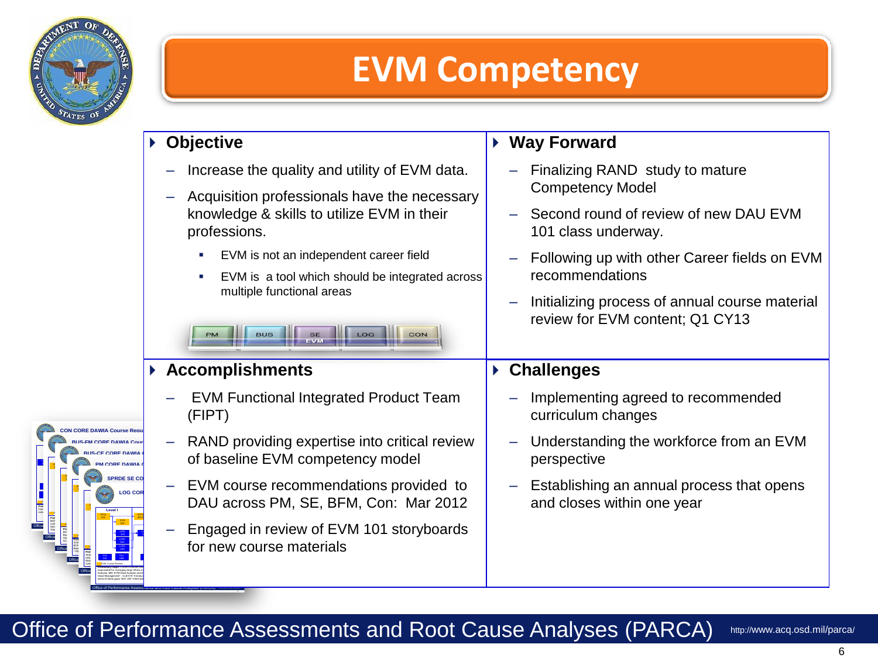# EVM Competency

## Objective

- Increase the quality and utility of EVM data.
- Acquisition professionals have the necessary knowledge & skills to utilize EVM in their professions.
  - EVM is not an independent career field
  - EVM is a tool which should be integrated across multiple functional areas

PM BUS SE EVM LOG CON

## Way Forward

- Finalizing RAND study to mature Competency Model
- Second round of review of new DAU EVM 101 class underway.
- Following up with other Career fields on EVM recommendations
- Initializing process of annual course material review for EVM content; Q1 CY13

## Accomplishments

- EVM Functional Integrated Product Team (FIPT)
- RAND providing expertise into critical review of baseline EVM competency model
- EVM course recommendations provided to DAU across PM, SE, BFM, Con: Mar 2012
- Engaged in review of EVM 101 storyboards for new course materials

## Challenges

- Implementing agreed to recommended curriculum changes
- Understanding the workforce from an EVM perspective
- Establishing an annual process that opens and closes within one year

Office of Performance Assessments and Root Cause Analyses (PARCA) http://www.acq.osd.mil/parca/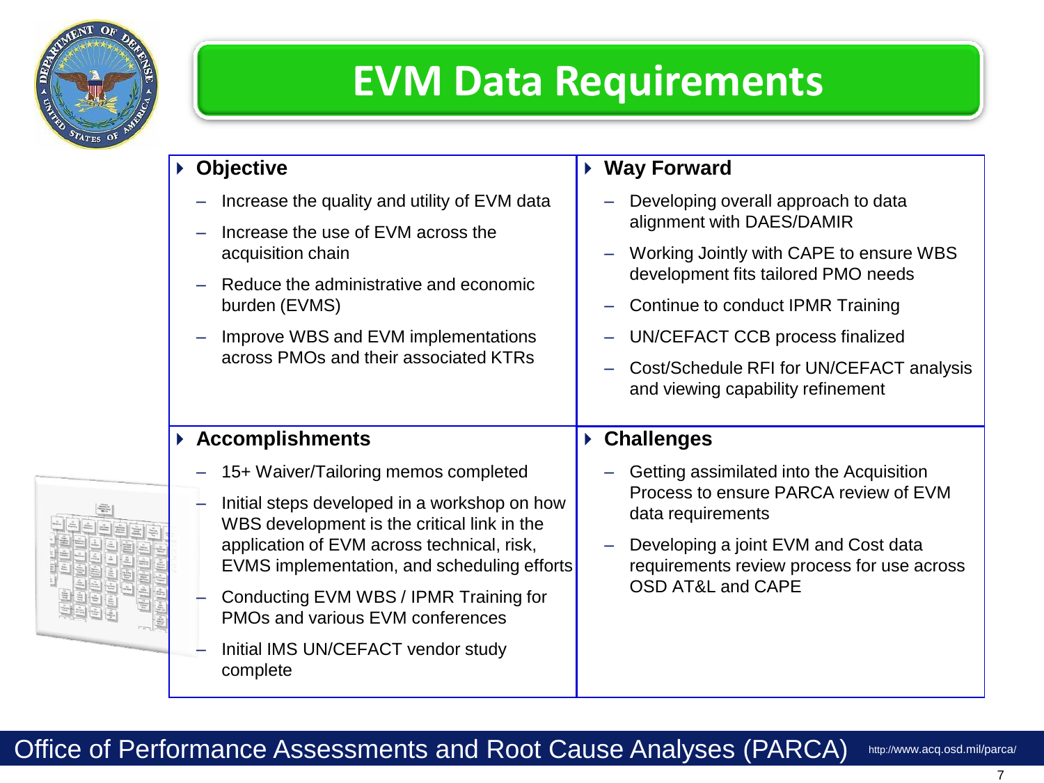# EVM Data Requirements

## Objective

- Increase the quality and utility of EVM data
- Increase the use of EVM across the acquisition chain
- Reduce the administrative and economic burden (EVMS)
- Improve WBS and EVM implementations across PMOs and their associated KTRs

## Way Forward

- Developing overall approach to data alignment with DAES/DAMIR
- Working Jointly with CAPE to ensure WBS development fits tailored PMO needs
- Continue to conduct IPMR Training
- UN/CEFACT CCB process finalized
- Cost/Schedule RFI for UN/CEFACT analysis and viewing capability refinement

## Accomplishments

- 15+ Waiver/Tailoring memos completed
- Initial steps developed in a workshop on how WBS development is the critical link in the application of EVM across technical, risk, EVMS implementation, and scheduling efforts
- Conducting EVM WBS / IPMR Training for PMOs and various EVM conferences
- Initial IMS UN/CEFACT vendor study complete

## Challenges

- Getting assimilated into the Acquisition Process to ensure PARCA review of EVM data requirements
- Developing a joint EVM and Cost data requirements review process for use across OSD AT&L and CAPE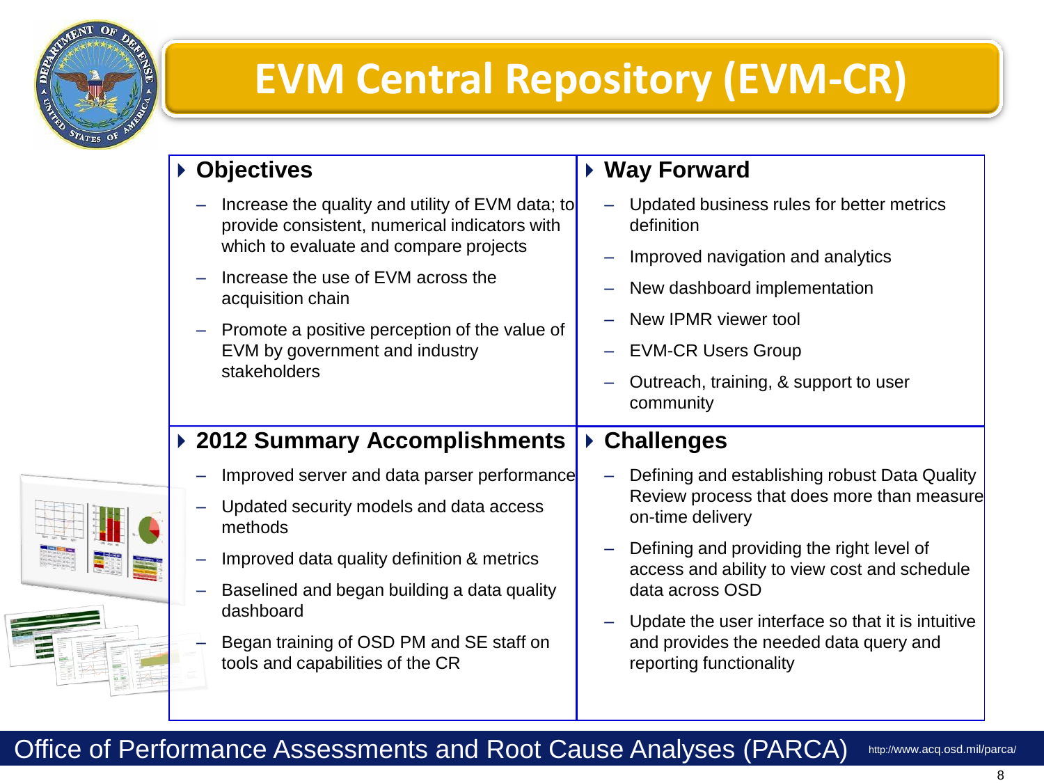# EVM Central Repository (EVM-CR)

## Objectives

- Increase the quality and utility of EVM data; to provide consistent, numerical indicators with which to evaluate and compare projects
- Increase the use of EVM across the acquisition chain
- Promote a positive perception of the value of EVM by government and industry stakeholders

## Way Forward

- Updated business rules for better metrics definition
- Improved navigation and analytics
- New dashboard implementation
- New IPMR viewer tool
- EVM-CR Users Group
- Outreach, training, & support to user community

## 2012 Summary Accomplishments

- Improved server and data parser performance
- Updated security models and data access methods
- Improved data quality definition & metrics
- Baselined and began building a data quality dashboard
- Began training of OSD PM and SE staff on tools and capabilities of the CR

## Challenges

- Defining and establishing robust Data Quality Review process that does more than measure on-time delivery
- Defining and providing the right level of access and ability to view cost and schedule data across OSD
- Update the user interface so that it is intuitive and provides the needed data query and reporting functionality

Office of Performance Assessments and Root Cause Analyses (PARCA) http://www.acq.osd.mil/parca/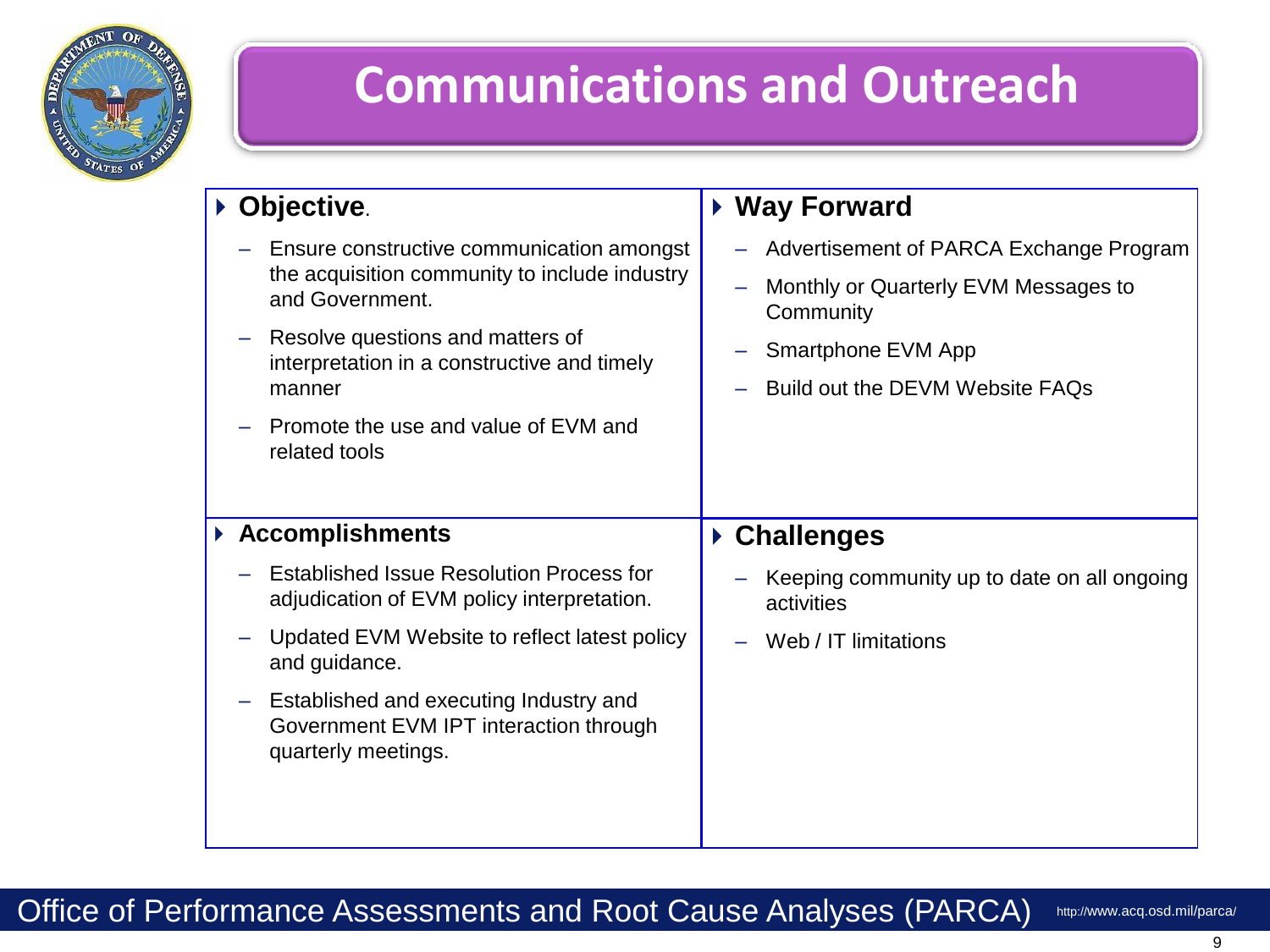# Communications and Outreach

## Objective.

- Ensure constructive communication amongst the acquisition community to include industry and Government.
- Resolve questions and matters of interpretation in a constructive and timely manner
- Promote the use and value of EVM and related tools

## Way Forward

- Advertisement of PARCA Exchange Program
- Monthly or Quarterly EVM Messages to Community
- Smartphone EVM App
- Build out the DEVM Website FAQs

## Accomplishments

- Established Issue Resolution Process for adjudication of EVM policy interpretation.
- Updated EVM Website to reflect latest policy and guidance.
- Established and executing Industry and Government EVM IPT interaction through quarterly meetings.

## Challenges

- Keeping community up to date on all ongoing activities
- Web / IT limitations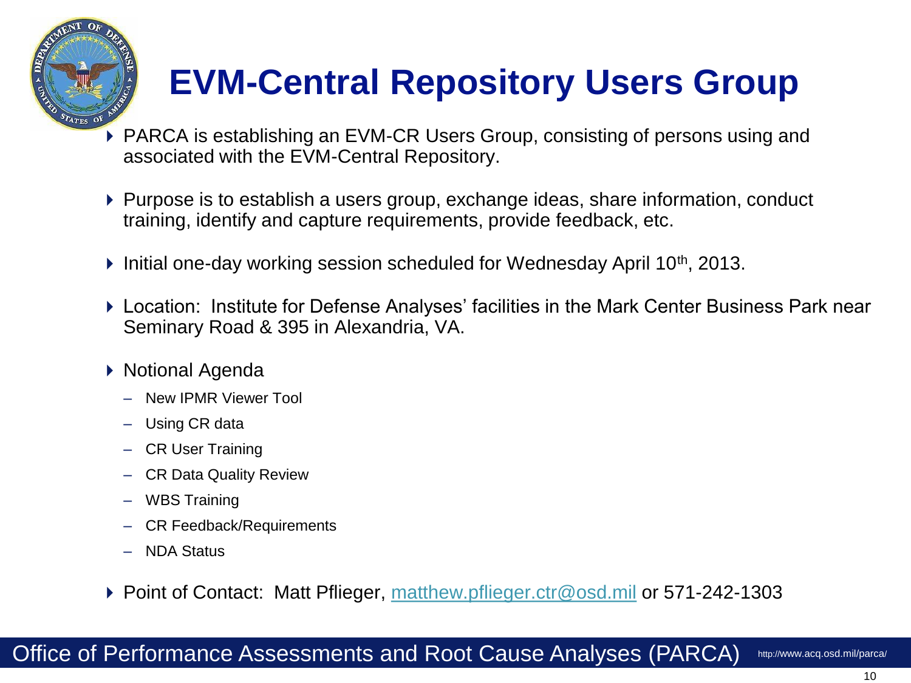# EVM-Central Repository Users Group

- PARCA is establishing an EVM-CR Users Group, consisting of persons using and associated with the EVM-Central Repository.
- Purpose is to establish a users group, exchange ideas, share information, conduct training, identify and capture requirements, provide feedback, etc.
- Initial one-day working session scheduled for Wednesday April 10th, 2013.
- Location: Institute for Defense Analyses' facilities in the Mark Center Business Park near Seminary Road & 395 in Alexandria, VA.
- Notional Agenda
  - New IPMR Viewer Tool
  - Using CR data
  - CR User Training
  - CR Data Quality Review
  - WBS Training
  - CR Feedback/Requirements
  - NDA Status
- Point of Contact: Matt Pflieger, matthew.pflieger.ctr@osd.mil or 571-242-1303

Office of Performance Assessments and Root Cause Analyses (PARCA) http://www.acq.osd.mil/parca/